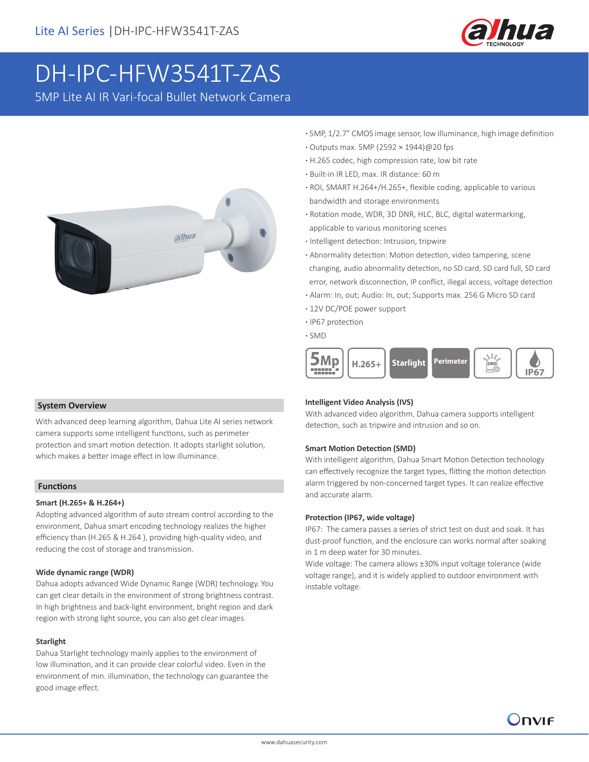# DH-IPC-HFW3541T-ZAS

## 5MP Lite AI IR Vari-focal Bullet Network Camera

- 5MP, 1/2.7" CMOS image sensor, low illuminance, high image definition
- Outputs max. 5MP (2592 × 1944)@20 fps
- H.265 codec, high compression rate, low bit rate
- Built-in IR LED, max. IR distance: 60 m
- ROI, SMART H.264+/H.265+, flexible coding, applicable to various bandwidth and storage environments
- Rotation mode, WDR, 3D DNR, HLC, BLC, digital watermarking, applicable to various monitoring scenes
- Intelligent detection: Intrusion, tripwire
- Abnormality detection: Motion detection, video tampering, scene changing, audio abnormality detection, no SD card, SD card full, SD card error, network disconnection, IP conflict, illegal access, voltage detection
- Alarm: In, out; Audio: In, out; Supports max. 256 G Micro SD card
- 12V DC/POE power support
- IP67 protection
- SMD

5Mp | H.265+ | Starlight | Perimeter | SMD | IP67

### System Overview

With advanced deep learning algorithm, Dahua Lite AI series network camera supports some intelligent functions, such as perimeter protection and smart motion detection. It adopts starlight solution, which makes a better image effect in low illuminance.

### Functions

**Smart (H.265+ & H.264+)**

Adopting advanced algorithm of auto stream control according to the environment, Dahua smart encoding technology realizes the higher efficiency than (H.265 & H.264 ), providing high-quality video, and reducing the cost of storage and transmission.

**Wide dynamic range (WDR)**

Dahua adopts advanced Wide Dynamic Range (WDR) technology. You can get clear details in the environment of strong brightness contrast. In high brightness and back-light environment, bright region and dark region with strong light source, you can also get clear images.

**Starlight**

Dahua Starlight technology mainly applies to the environment of low illumination, and it can provide clear colorful video. Even in the environment of min. illumination, the technology can guarantee the good image effect.

**Intelligent Video Analysis (IVS)**

With advanced video algorithm, Dahua camera supports intelligent detection, such as tripwire and intrusion and so on.

**Smart Motion Detection (SMD)**

With intelligent algorithm, Dahua Smart Motion Detection technology can effectively recognize the target types, flitting the motion detection alarm triggered by non-concerned target types. It can realize effective and accurate alarm.

**Protection (IP67, wide voltage)**

IP67: The camera passes a series of strict test on dust and soak. It has dust-proof function, and the enclosure can works normal after soaking in 1 m deep water for 30 minutes.

Wide voltage: The camera allows ±30% input voltage tolerance (wide voltage range), and it is widely applied to outdoor environment with instable voltage.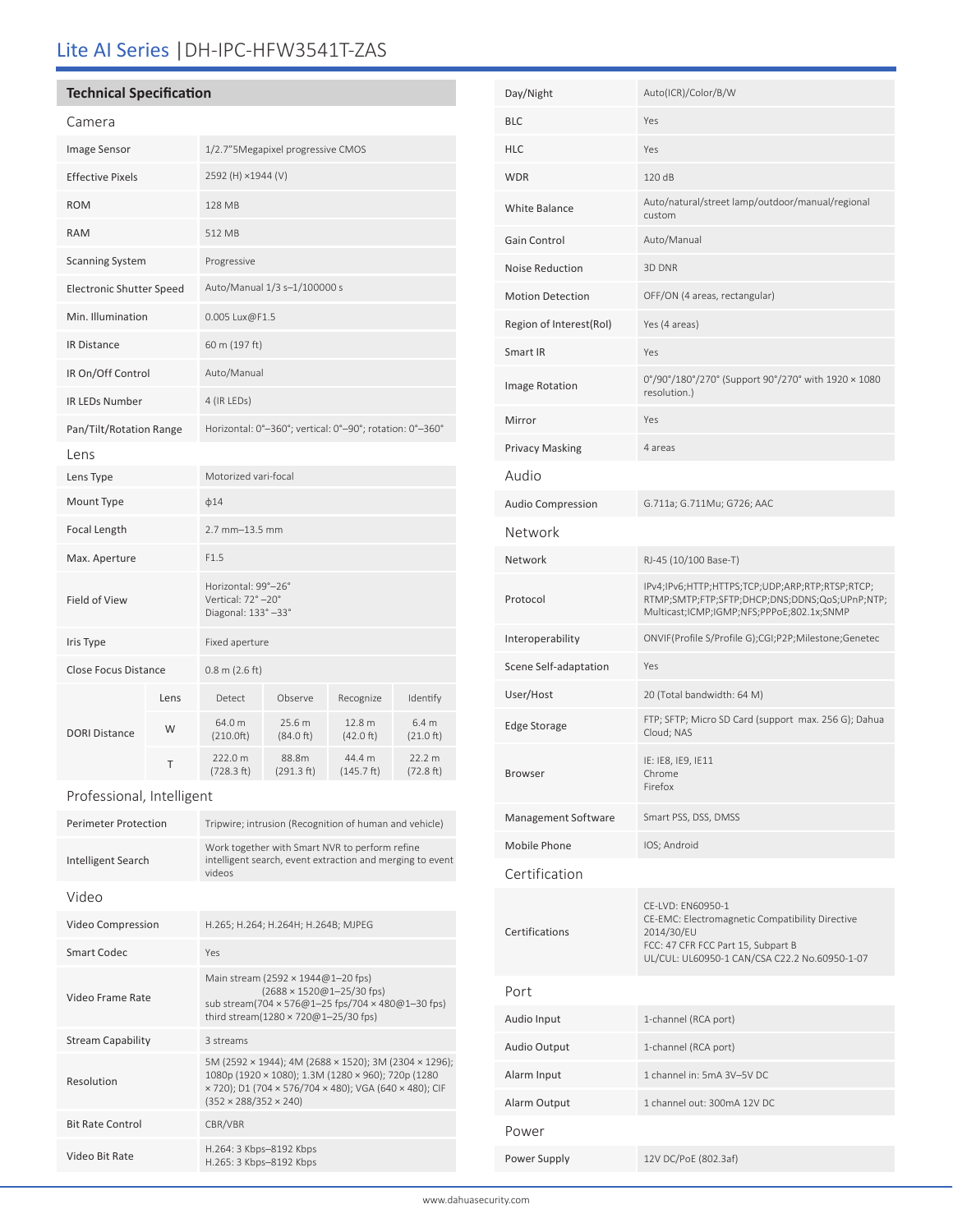# Lite AI Series | DH-IPC-HFW3541T-ZAS

## Technical Specification

### Camera

| | |
|---|---|
| Image Sensor | 1/2.7"5Megapixel progressive CMOS |
| Effective Pixels | 2592 (H) ×1944 (V) |
| ROM | 128 MB |
| RAM | 512 MB |
| Scanning System | Progressive |
| Electronic Shutter Speed | Auto/Manual 1/3 s–1/100000 s |
| Min. Illumination | 0.005 Lux@F1.5 |
| IR Distance | 60 m (197 ft) |
| IR On/Off Control | Auto/Manual |
| IR LEDs Number | 4 (IR LEDs) |
| Pan/Tilt/Rotation Range | Horizontal: 0°–360°; vertical: 0°–90°; rotation: 0°–360° |

### Lens

| | |
|---|---|
| Lens Type | Motorized vari-focal |
| Mount Type | ϕ14 |
| Focal Length | 2.7 mm–13.5 mm |
| Max. Aperture | F1.5 |
| Field of View | Horizontal: 99°–26°<br>Vertical: 72° –20°<br>Diagonal: 133° –33° |
| Iris Type | Fixed aperture |
| Close Focus Distance | 0.8 m (2.6 ft) |

| DORI Distance | Lens | Detect | Observe | Recognize | Identify |
|---|---|---|---|---|---|
| | W | 64.0 m (210.0ft) | 25.6 m (84.0 ft) | 12.8 m (42.0 ft) | 6.4 m (21.0 ft) |
| | T | 222.0 m (728.3 ft) | 88.8m (291.3 ft) | 44.4 m (145.7 ft) | 22.2 m (72.8 ft) |

### Professional, Intelligent

| | |
|---|---|
| Perimeter Protection | Tripwire; intrusion (Recognition of human and vehicle) |
| Intelligent Search | Work together with Smart NVR to perform refine intelligent search, event extraction and merging to event videos |

### Video

| | |
|---|---|
| Video Compression | H.265; H.264; H.264H; H.264B; MJPEG |
| Smart Codec | Yes |
| Video Frame Rate | Main stream (2592 × 1944@1–20 fps)<br>(2688 × 1520@1–25/30 fps)<br>sub stream(704 × 576@1–25 fps/704 × 480@1–30 fps)<br>third stream(1280 × 720@1–25/30 fps) |
| Stream Capability | 3 streams |
| Resolution | 5M (2592 × 1944); 4M (2688 × 1520); 3M (2304 × 1296); 1080p (1920 × 1080); 1.3M (1280 × 960); 720p (1280 × 720); D1 (704 × 576/704 × 480); VGA (640 × 480); CIF (352 × 288/352 × 240) |
| Bit Rate Control | CBR/VBR |
| Video Bit Rate | H.264: 3 Kbps–8192 Kbps<br>H.265: 3 Kbps–8192 Kbps |
| Day/Night | Auto(ICR)/Color/B/W |
| BLC | Yes |
| HLC | Yes |
| WDR | 120 dB |
| White Balance | Auto/natural/street lamp/outdoor/manual/regional custom |
| Gain Control | Auto/Manual |
| Noise Reduction | 3D DNR |
| Motion Detection | OFF/ON (4 areas, rectangular) |
| Region of Interest(RoI) | Yes (4 areas) |
| Smart IR | Yes |
| Image Rotation | 0°/90°/180°/270° (Support 90°/270° with 1920 × 1080 resolution.) |
| Mirror | Yes |
| Privacy Masking | 4 areas |

### Audio

| | |
|---|---|
| Audio Compression | G.711a; G.711Mu; G726; AAC |

### Network

| | |
|---|---|
| Network | RJ-45 (10/100 Base-T) |
| Protocol | IPv4;IPv6;HTTP;HTTPS;TCP;UDP;ARP;RTP;RTSP;RTCP; RTMP;SMTP;FTP;SFTP;DHCP;DNS;DDNS;QoS;UPnP;NTP; Multicast;ICMP;IGMP;NFS;PPPoE;802.1x;SNMP |
| Interoperability | ONVIF(Profile S/Profile G);CGI;P2P;Milestone;Genetec |
| Scene Self-adaptation | Yes |
| User/Host | 20 (Total bandwidth: 64 M) |
| Edge Storage | FTP; SFTP; Micro SD Card (support max. 256 G); Dahua Cloud; NAS |
| Browser | IE: IE8, IE9, IE11<br>Chrome<br>Firefox |
| Management Software | Smart PSS, DSS, DMSS |
| Mobile Phone | IOS; Android |

### Certification

| | |
|---|---|
| Certifications | CE-LVD: EN60950-1<br>CE-EMC: Electromagnetic Compatibility Directive 2014/30/EU<br>FCC: 47 CFR FCC Part 15, Subpart B<br>UL/CUL: UL60950-1 CAN/CSA C22.2 No.60950-1-07 |

### Port

| | |
|---|---|
| Audio Input | 1-channel (RCA port) |
| Audio Output | 1-channel (RCA port) |
| Alarm Input | 1 channel in: 5mA 3V–5V DC |
| Alarm Output | 1 channel out: 300mA 12V DC |

### Power

| | |
|---|---|
| Power Supply | 12V DC/PoE (802.3af) |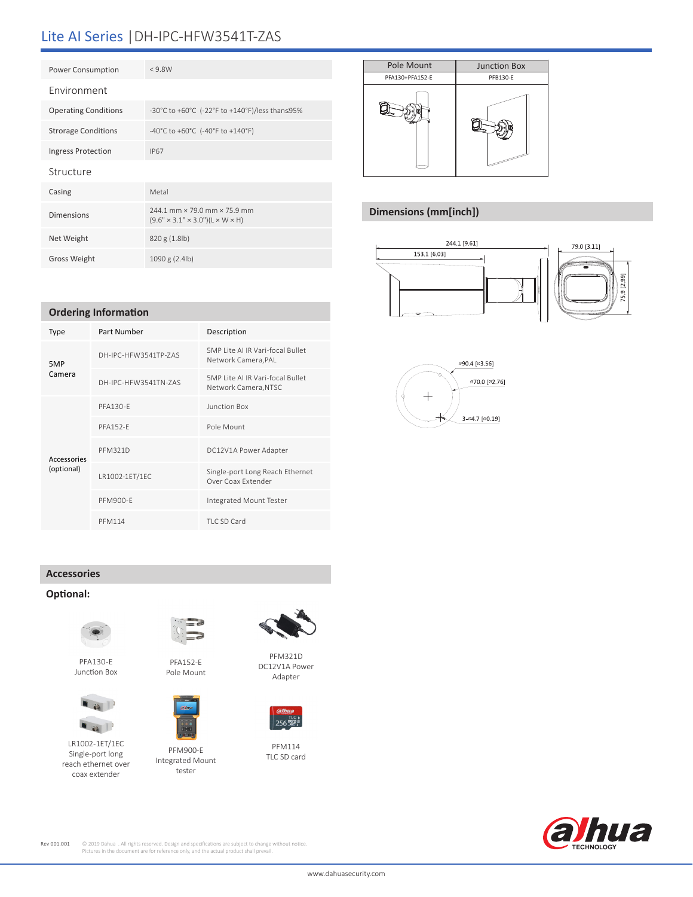# Lite AI Series | DH-IPC-HFW3541T-ZAS

| | |
|---|---|
| Power Consumption | < 9.8W |
| **Environment** | |
| Operating Conditions | -30°C to +60°C (-22°F to +140°F)/less than≤95% |
| Strorage Conditions | -40°C to +60°C (-40°F to +140°F) |
| Ingress Protection | IP67 |
| **Structure** | |
| Casing | Metal |
| Dimensions | 244.1 mm × 79.0 mm × 75.9 mm (9.6" × 3.1" × 3.0")(L × W × H) |
| Net Weight | 820 g (1.8lb) |
| Gross Weight | 1090 g (2.4lb) |

| Pole Mount | Junction Box |
|---|---|
| PFA130+PFA152-E | PFB130-E |

## Ordering Information

| Type | Part Number | Description |
|---|---|---|
| 5MP Camera | DH-IPC-HFW3541TP-ZAS | 5MP Lite AI IR Vari-focal Bullet Network Camera,PAL |
| | DH-IPC-HFW3541TN-ZAS | 5MP Lite AI IR Vari-focal Bullet Network Camera,NTSC |
| Accessories (optional) | PFA130-E | Junction Box |
| | PFA152-E | Pole Mount |
| | PFM321D | DC12V1A Power Adapter |
| | LR1002-1ET/1EC | Single-port Long Reach Ethernet Over Coax Extender |
| | PFM900-E | Integrated Mount Tester |
| | PFM114 | TLC SD Card |

## Dimensions (mm[inch])

244.1 [9.61]
153.1 [6.03]
79.0 [3.11]
75.9 [2.99]
⌀90.4 [⌀3.56]
⌀70.0 [⌀2.76]
3-⌀4.7 [⌀0.19]

## Accessories

**Optional:**

PFA130-E
Junction Box

PFA152-E
Pole Mount

PFM321D
DC12V1A Power Adapter

LR1002-1ET/1EC
Single-port long reach ethernet over coax extender

PFM900-E
Integrated Mount tester

PFM114
TLC SD card

Rev 001.001 © 2019 Dahua . All rights reserved. Design and specifications are subject to change without notice. Pictures in the document are for reference only, and the actual product shall prevail.

www.dahuasecurity.com